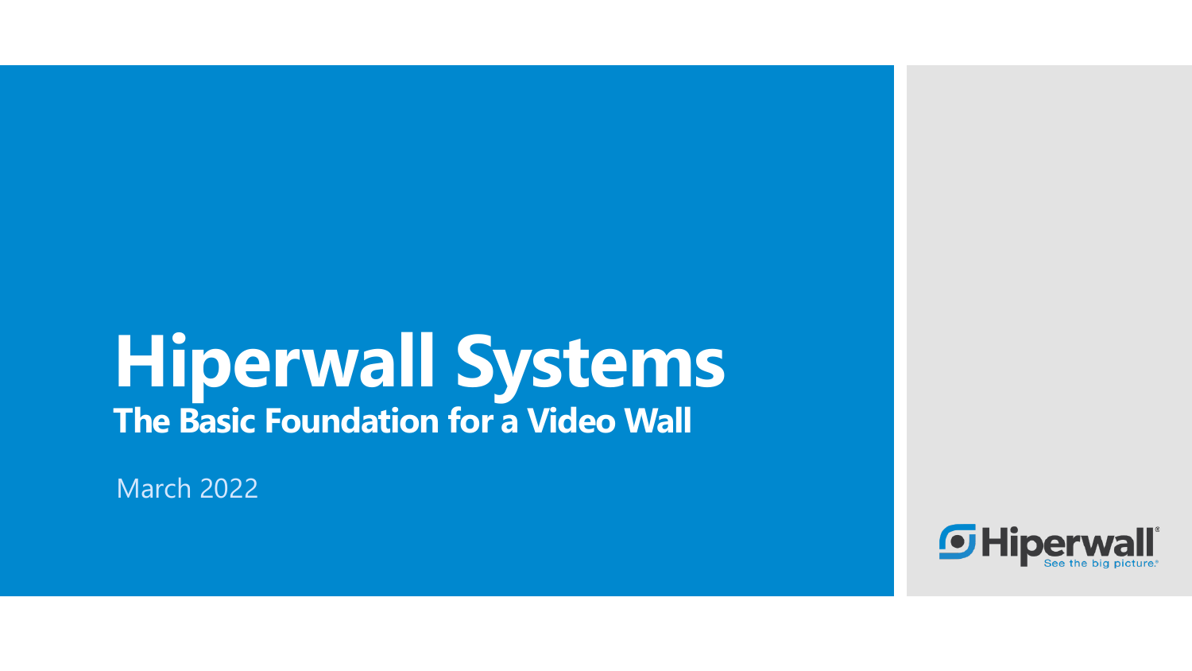# Hiperwall Systems

## The Basic Foundation for a Video Wall

March 2022

Hiperwall®
See the big picture.®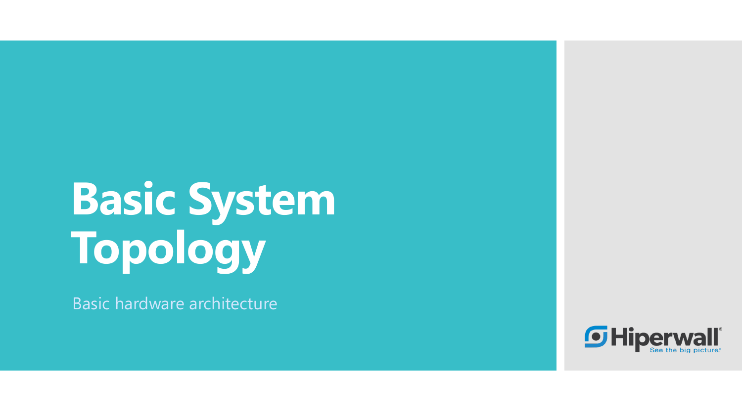# Basic System Topology

Basic hardware architecture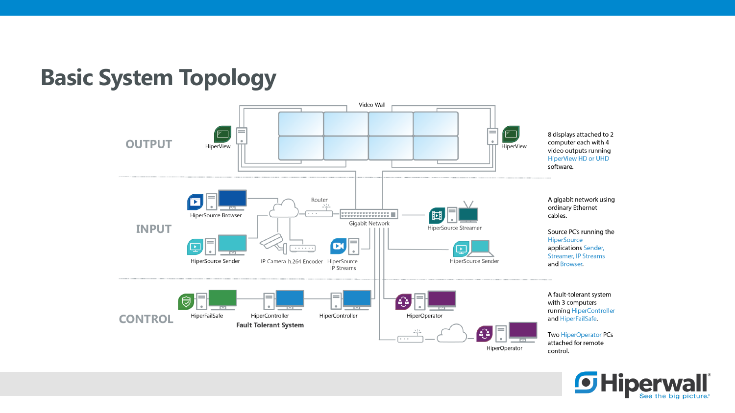# Basic System Topology

Video Wall

**OUTPUT**

HiperView

HiperView

8 displays attached to 2 computer each with 4 video outputs running HiperView HD or UHD software.

**INPUT**

HiperSource Browser

Router

Gigabit Network

HiperSource Streamer

HiperSource Sender

IP Camera h.264 Encoder

HiperSource IP Streams

HiperSource Sender

A gigabit network using ordinary Ethernet cables.

Source PC's running the HiperSource applications Sender, Streamer, IP Streams and Browser.

**CONTROL**

HiperFailSafe

HiperController

HiperController

**Fault Tolerant System**

HiperOperator

HiperOperator

A fault-tolerant system with 3 computers running HiperController and HiperFailSafe.

Two HiperOperator PCs attached for remote control.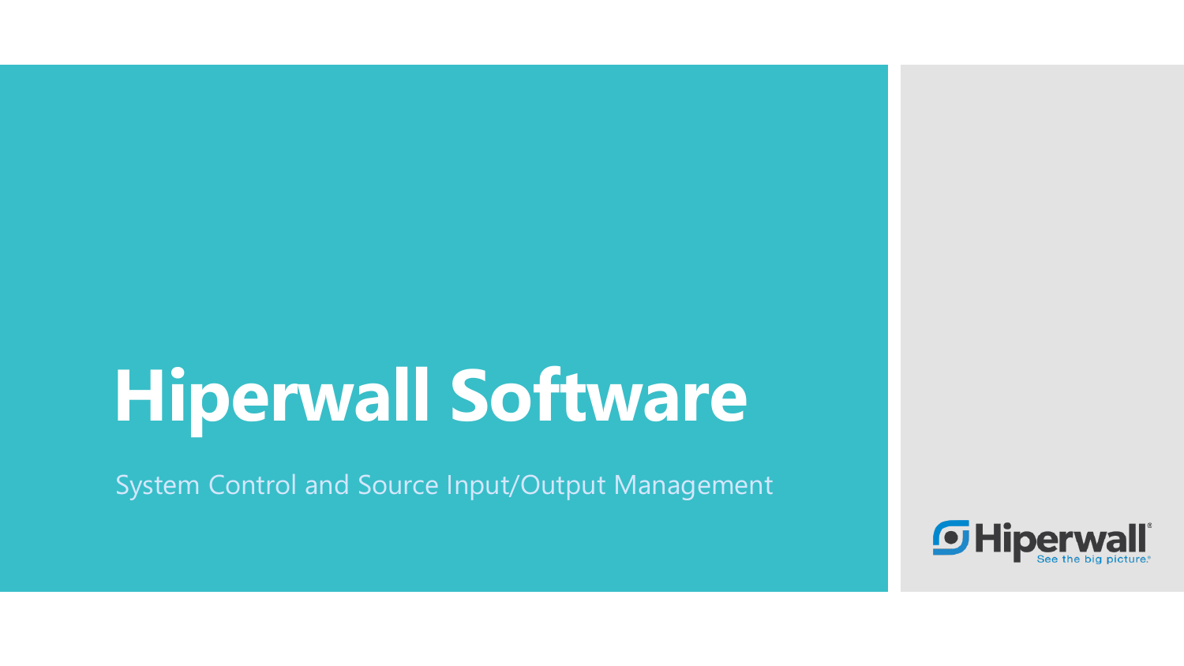# Hiperwall Software

System Control and Source Input/Output Management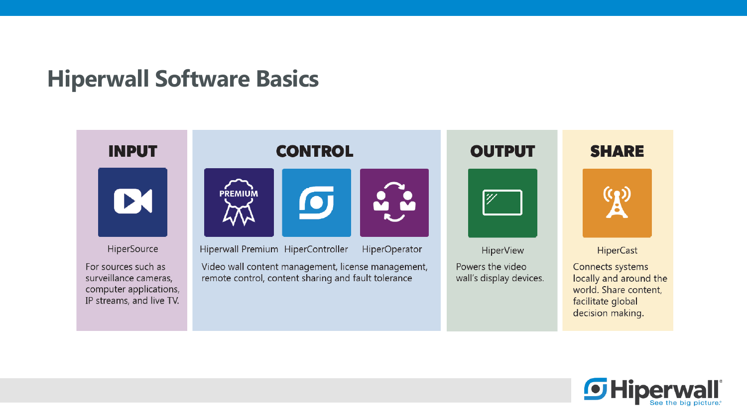# Hiperwall Software Basics

## INPUT

**HiperSource**

For sources such as surveillance cameras, computer applications, IP streams, and live TV.

## CONTROL

**Hiperwall Premium** | **HiperController** | **HiperOperator**

Video wall content management, license management, remote control, content sharing and fault tolerance

## OUTPUT

**HiperView**

Powers the video wall's display devices.

## SHARE

**HiperCast**

Connects systems locally and around the world. Share content, facilitate global decision making.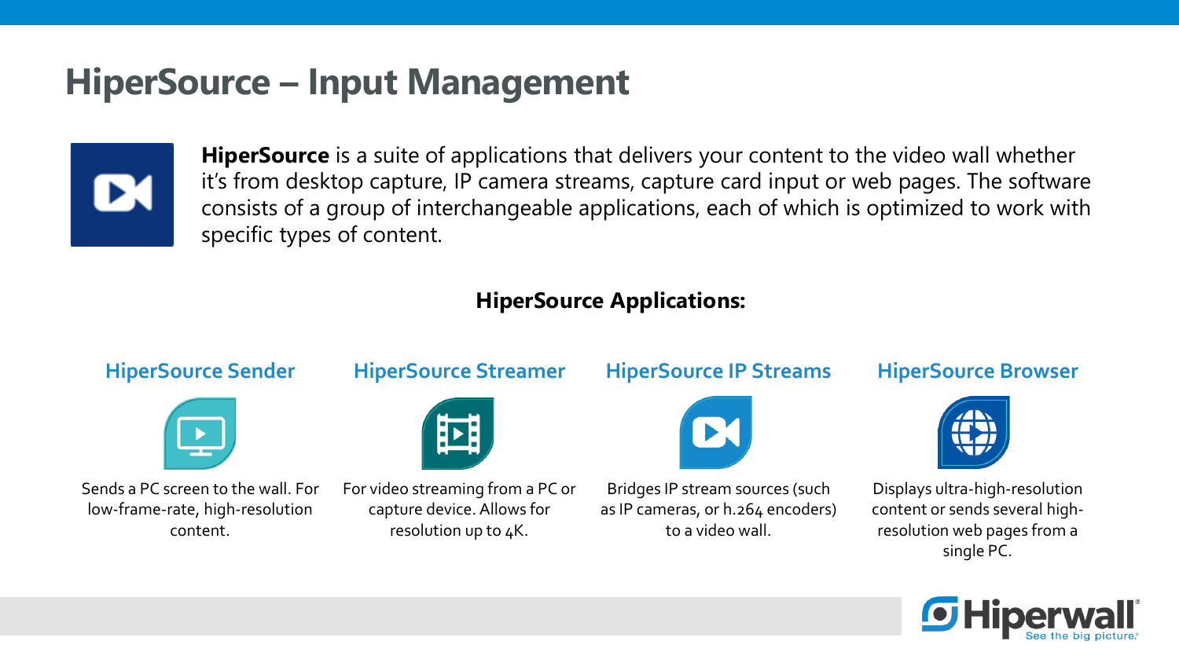# HiperSource – Input Management

**HiperSource** is a suite of applications that delivers your content to the video wall whether it's from desktop capture, IP camera streams, capture card input or web pages. The software consists of a group of interchangeable applications, each of which is optimized to work with specific types of content.

**HiperSource Applications:**

### HiperSource Sender

Sends a PC screen to the wall. For low-frame-rate, high-resolution content.

### HiperSource Streamer

For video streaming from a PC or capture device. Allows for resolution up to 4K.

### HiperSource IP Streams

Bridges IP stream sources (such as IP cameras, or h.264 encoders) to a video wall.

### HiperSource Browser

Displays ultra-high-resolution content or sends several high-resolution web pages from a single PC.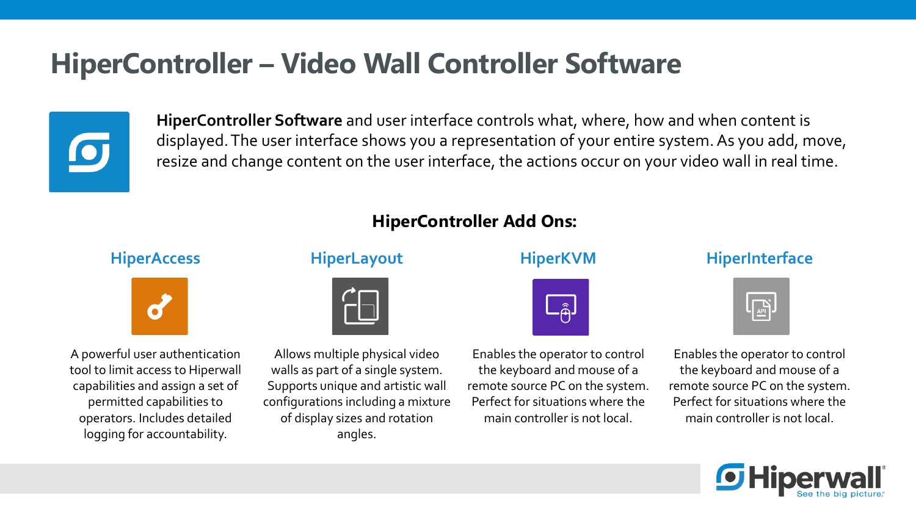# HiperController – Video Wall Controller Software

**HiperController Software** and user interface controls what, where, how and when content is displayed. The user interface shows you a representation of your entire system. As you add, move, resize and change content on the user interface, the actions occur on your video wall in real time.

## HiperController Add Ons:

### HiperAccess

A powerful user authentication tool to limit access to Hiperwall capabilities and assign a set of permitted capabilities to operators. Includes detailed logging for accountability.

### HiperLayout

Allows multiple physical video walls as part of a single system. Supports unique and artistic wall configurations including a mixture of display sizes and rotation angles.

### HiperKVM

Enables the operator to control the keyboard and mouse of a remote source PC on the system. Perfect for situations where the main controller is not local.

### HiperInterface

Enables the operator to control the keyboard and mouse of a remote source PC on the system. Perfect for situations where the main controller is not local.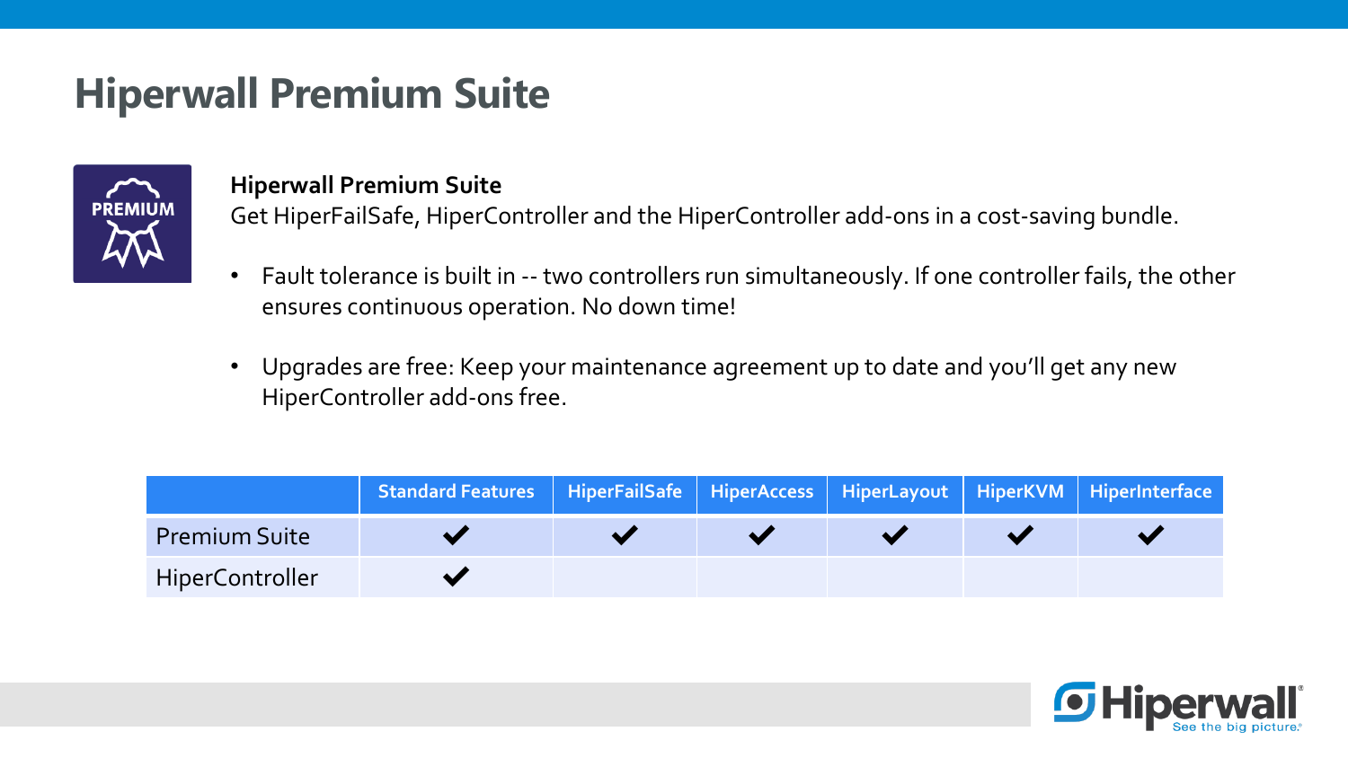# Hiperwall Premium Suite

**Hiperwall Premium Suite**

Get HiperFailSafe, HiperController and the HiperController add-ons in a cost-saving bundle.

- Fault tolerance is built in -- two controllers run simultaneously. If one controller fails, the other ensures continuous operation. No down time!
- Upgrades are free: Keep your maintenance agreement up to date and you'll get any new HiperController add-ons free.

| | Standard Features | HiperFailSafe | HiperAccess | HiperLayout | HiperKVM | HiperInterface |
|---|---|---|---|---|---|---|
| Premium Suite | ✔ | ✔ | ✔ | ✔ | ✔ | ✔ |
| HiperController | ✔ | | | | | |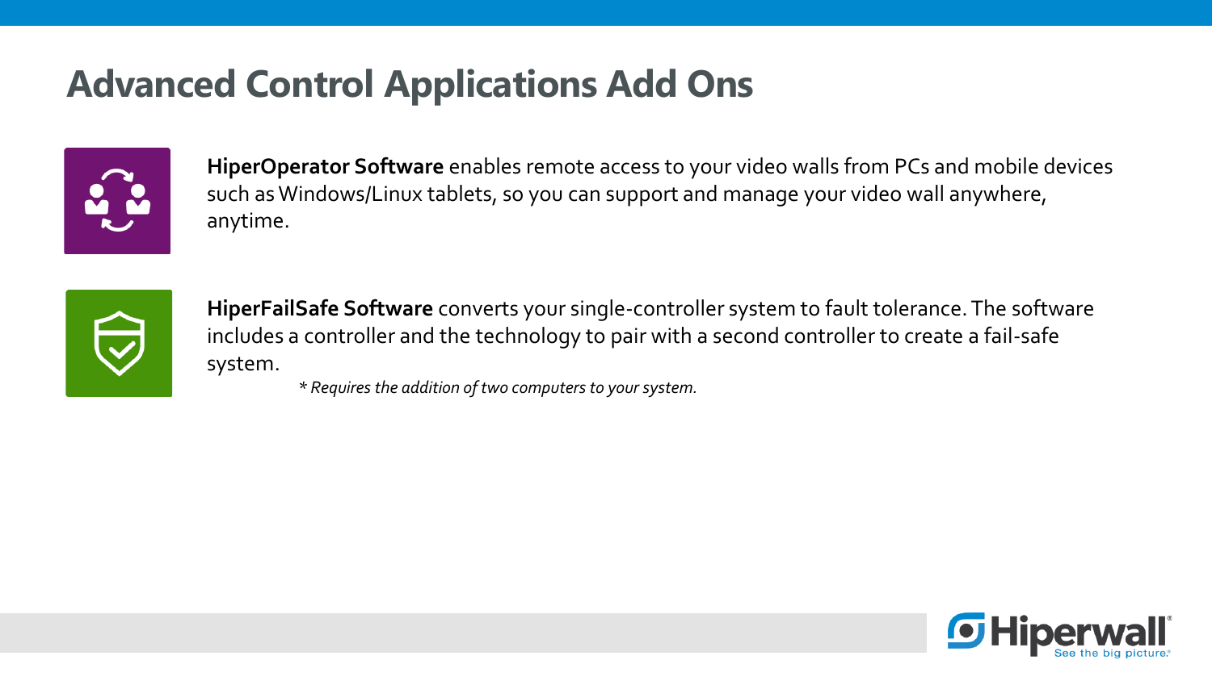# Advanced Control Applications Add Ons

**HiperOperator Software** enables remote access to your video walls from PCs and mobile devices such as Windows/Linux tablets, so you can support and manage your video wall anywhere, anytime.

**HiperFailSafe Software** converts your single-controller system to fault tolerance. The software includes a controller and the technology to pair with a second controller to create a fail-safe system.

*\* Requires the addition of two computers to your system.*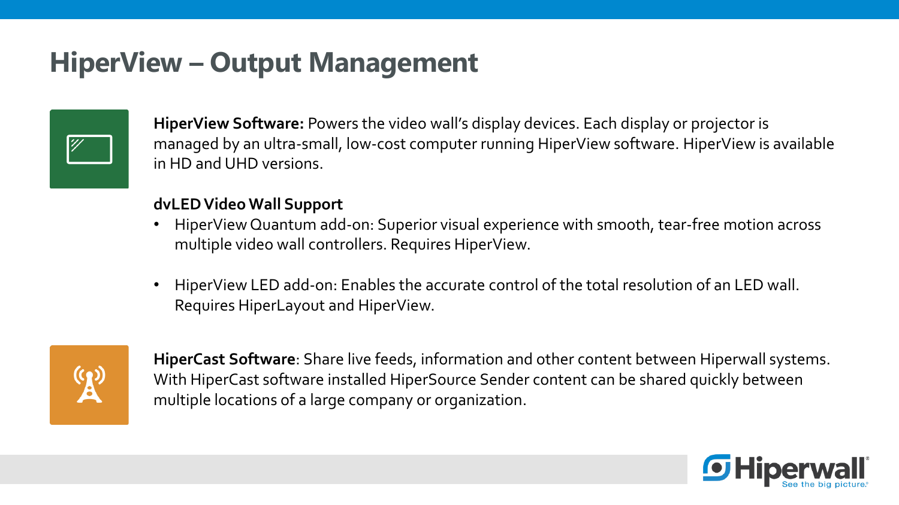# HiperView – Output Management

**HiperView Software:** Powers the video wall's display devices. Each display or projector is managed by an ultra-small, low-cost computer running HiperView software. HiperView is available in HD and UHD versions.

**dvLED Video Wall Support**

- HiperView Quantum add-on: Superior visual experience with smooth, tear-free motion across multiple video wall controllers. Requires HiperView.
- HiperView LED add-on: Enables the accurate control of the total resolution of an LED wall. Requires HiperLayout and HiperView.

**HiperCast Software**: Share live feeds, information and other content between Hiperwall systems. With HiperCast software installed HiperSource Sender content can be shared quickly between multiple locations of a large company or organization.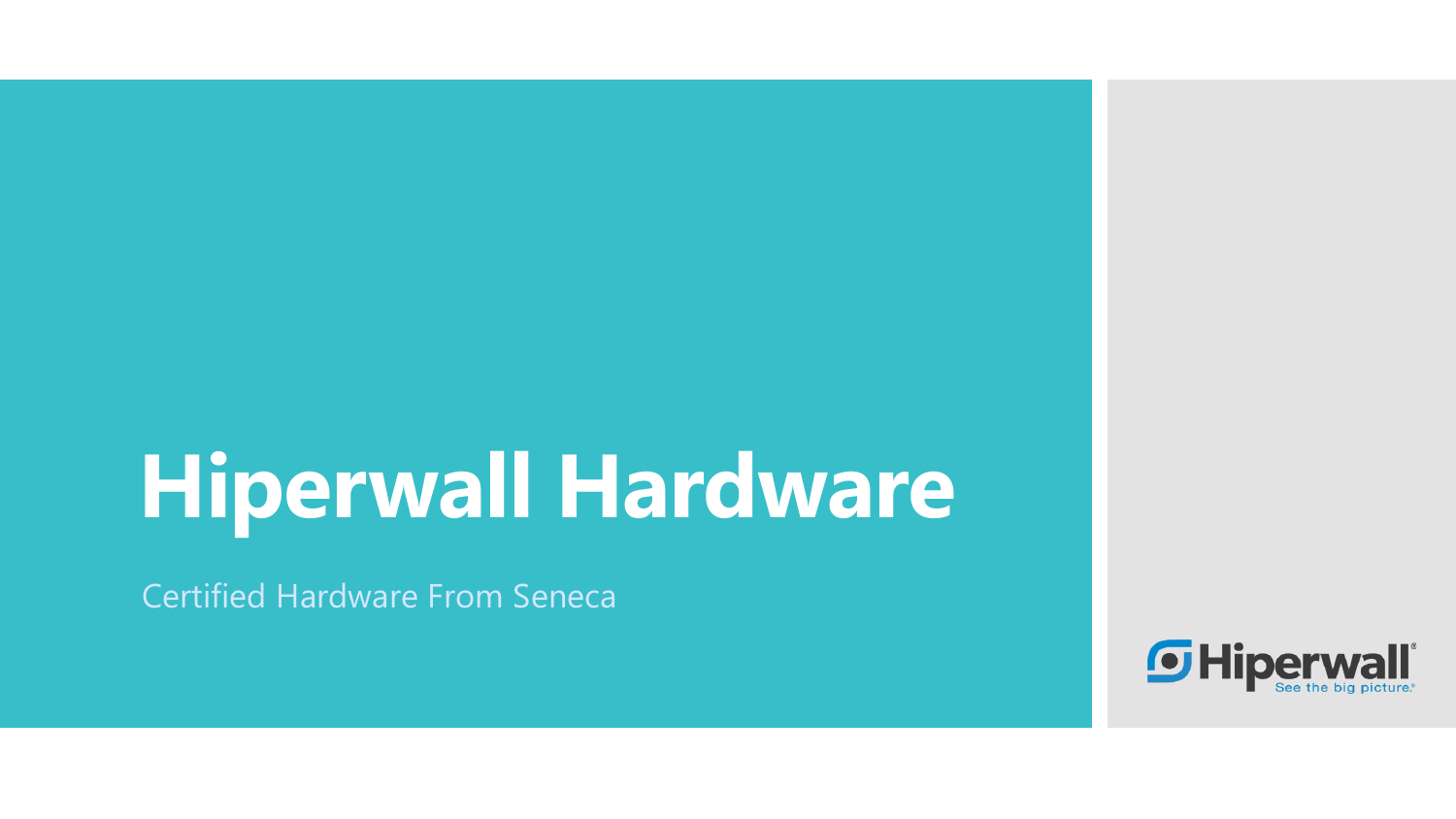# Hiperwall Hardware

Certified Hardware From Seneca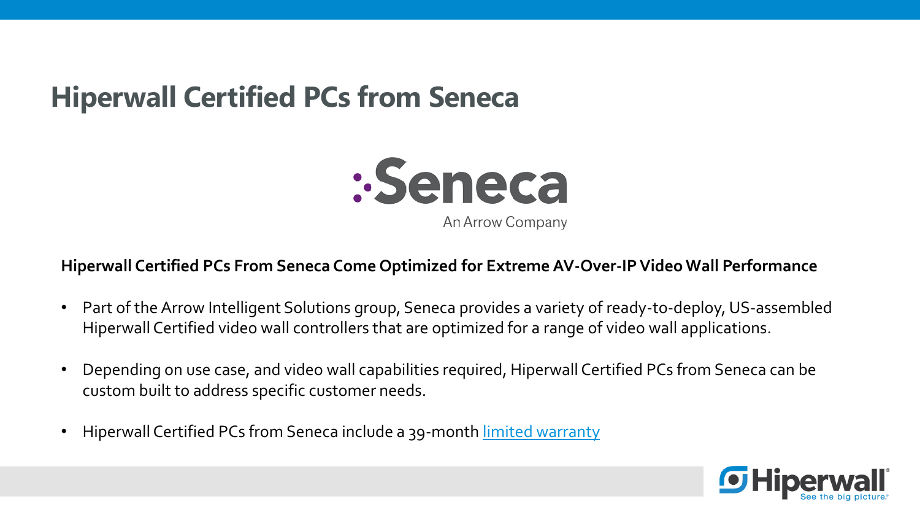# Hiperwall Certified PCs from Seneca

Seneca
An Arrow Company

**Hiperwall Certified PCs From Seneca Come Optimized for Extreme AV-Over-IP Video Wall Performance**

- Part of the Arrow Intelligent Solutions group, Seneca provides a variety of ready-to-deploy, US-assembled Hiperwall Certified video wall controllers that are optimized for a range of video wall applications.
- Depending on use case, and video wall capabilities required, Hiperwall Certified PCs from Seneca can be custom built to address specific customer needs.
- Hiperwall Certified PCs from Seneca include a 39-month limited warranty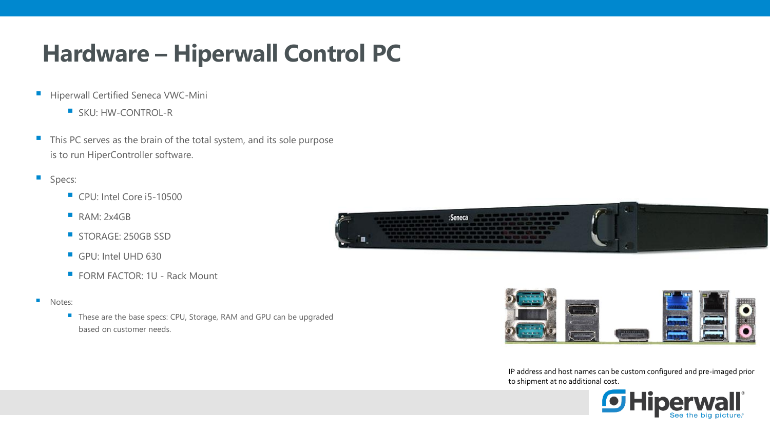# Hardware – Hiperwall Control PC

- Hiperwall Certified Seneca VWC-Mini
  - SKU: HW-CONTROL-R
- This PC serves as the brain of the total system, and its sole purpose is to run HiperController software.
- Specs:
  - CPU: Intel Core i5-10500
  - RAM: 2x4GB
  - STORAGE: 250GB SSD
  - GPU: Intel UHD 630
  - FORM FACTOR: 1U - Rack Mount
- Notes:
  - These are the base specs: CPU, Storage, RAM and GPU can be upgraded based on customer needs.

IP address and host names can be custom configured and pre-imaged prior to shipment at no additional cost.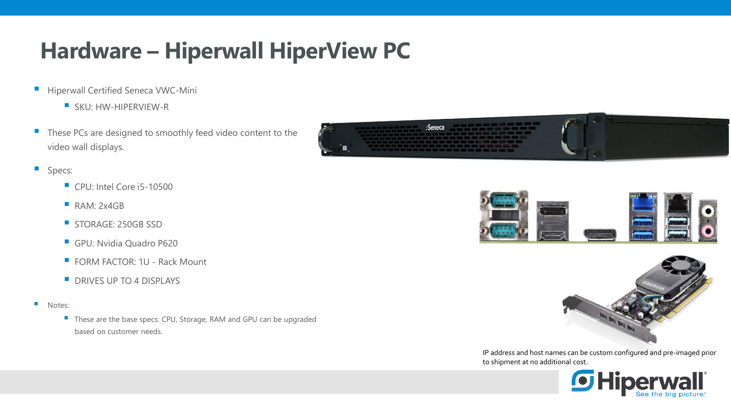# Hardware – Hiperwall HiperView PC

- Hiperwall Certified Seneca VWC-Mini
  - SKU: HW-HIPERVIEW-R
- These PCs are designed to smoothly feed video content to the video wall displays.
- Specs:
  - CPU: Intel Core i5-10500
  - RAM: 2x4GB
  - STORAGE: 250GB SSD
  - GPU: Nvidia Quadro P620
  - FORM FACTOR: 1U - Rack Mount
  - DRIVES UP TO 4 DISPLAYS
- Notes:
  - These are the base specs: CPU, Storage, RAM and GPU can be upgraded based on customer needs.

IP address and host names can be custom configured and pre-imaged prior to shipment at no additional cost.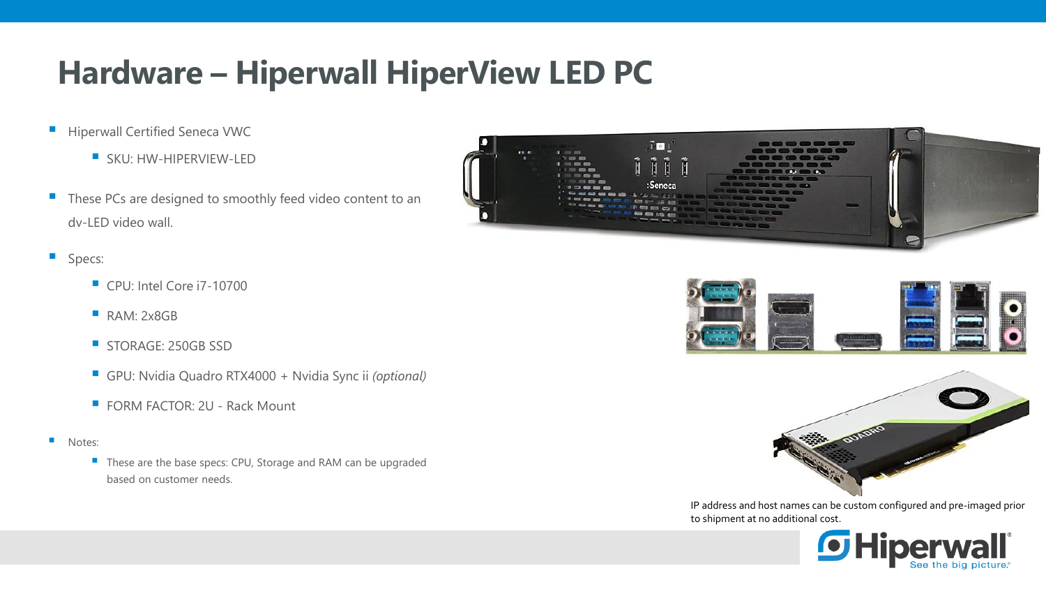# Hardware – Hiperwall HiperView LED PC

- Hiperwall Certified Seneca VWC
  - SKU: HW-HIPERVIEW-LED
- These PCs are designed to smoothly feed video content to an dv-LED video wall.
- Specs:
  - CPU: Intel Core i7-10700
  - RAM: 2x8GB
  - STORAGE: 250GB SSD
  - GPU: Nvidia Quadro RTX4000 + Nvidia Sync ii *(optional)*
  - FORM FACTOR: 2U - Rack Mount
- Notes:
  - These are the base specs: CPU, Storage and RAM can be upgraded based on customer needs.

IP address and host names can be custom configured and pre-imaged prior to shipment at no additional cost.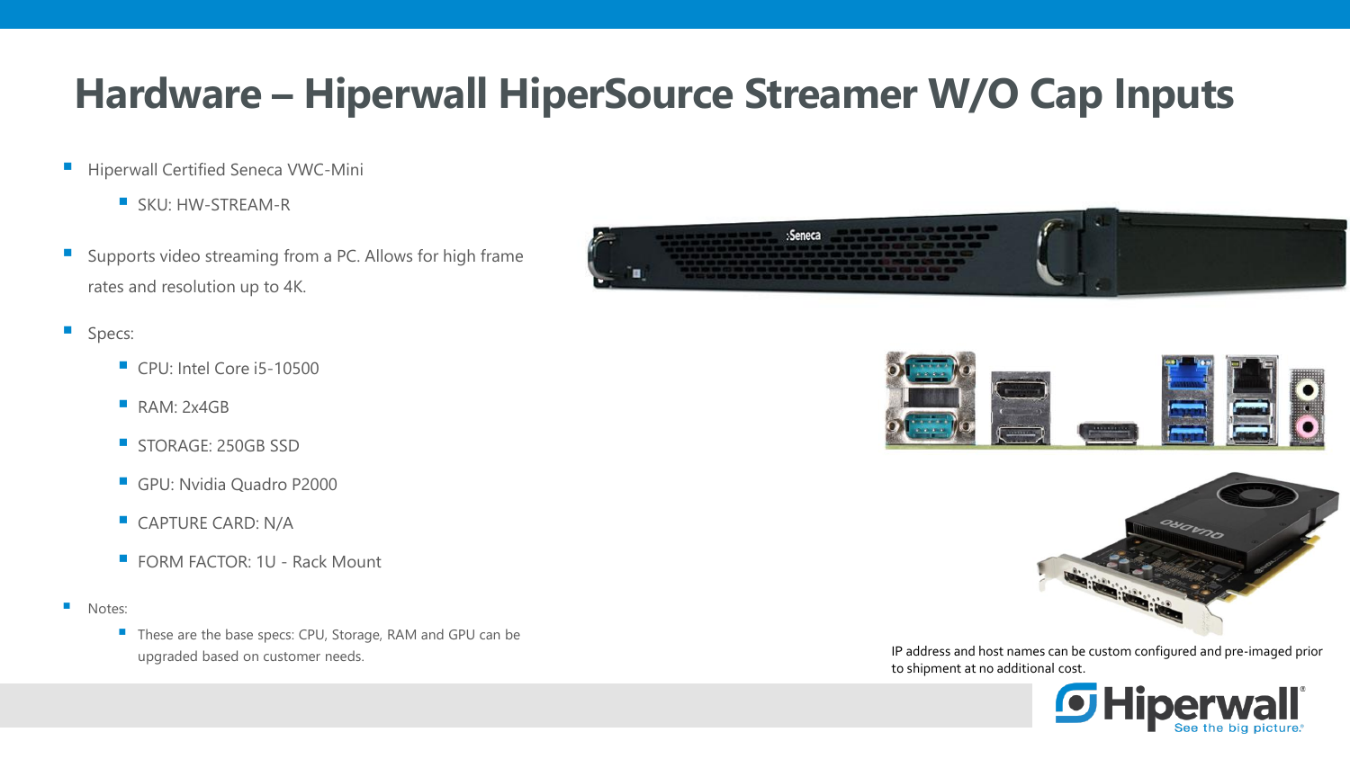# Hardware – Hiperwall HiperSource Streamer W/O Cap Inputs

- Hiperwall Certified Seneca VWC-Mini
  - SKU: HW-STREAM-R
- Supports video streaming from a PC. Allows for high frame rates and resolution up to 4K.
- Specs:
  - CPU: Intel Core i5-10500
  - RAM: 2x4GB
  - STORAGE: 250GB SSD
  - GPU: Nvidia Quadro P2000
  - CAPTURE CARD: N/A
  - FORM FACTOR: 1U - Rack Mount
- Notes:
  - These are the base specs: CPU, Storage, RAM and GPU can be upgraded based on customer needs.

IP address and host names can be custom configured and pre-imaged prior to shipment at no additional cost.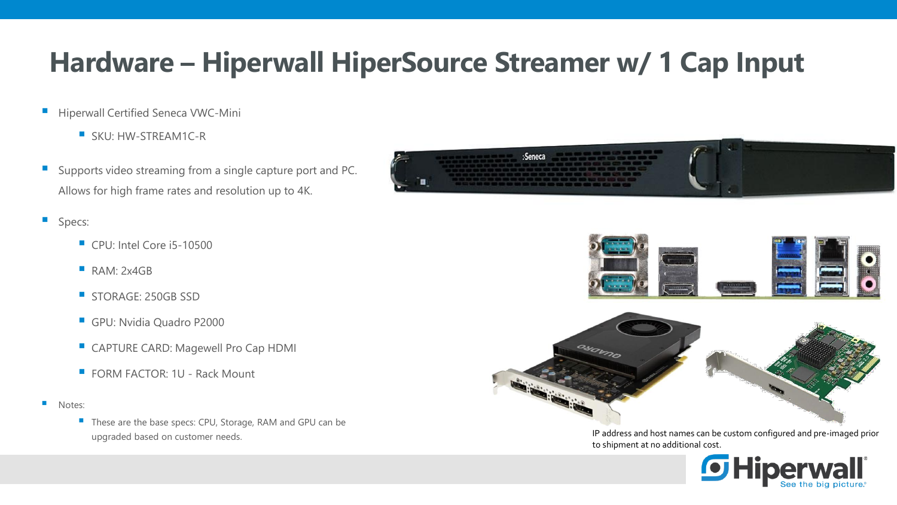# Hardware – Hiperwall HiperSource Streamer w/ 1 Cap Input

- Hiperwall Certified Seneca VWC-Mini
  - SKU: HW-STREAM1C-R
- Supports video streaming from a single capture port and PC. Allows for high frame rates and resolution up to 4K.
- Specs:
  - CPU: Intel Core i5-10500
  - RAM: 2x4GB
  - STORAGE: 250GB SSD
  - GPU: Nvidia Quadro P2000
  - CAPTURE CARD: Magewell Pro Cap HDMI
  - FORM FACTOR: 1U - Rack Mount
- Notes:
  - These are the base specs: CPU, Storage, RAM and GPU can be upgraded based on customer needs.

IP address and host names can be custom configured and pre-imaged prior to shipment at no additional cost.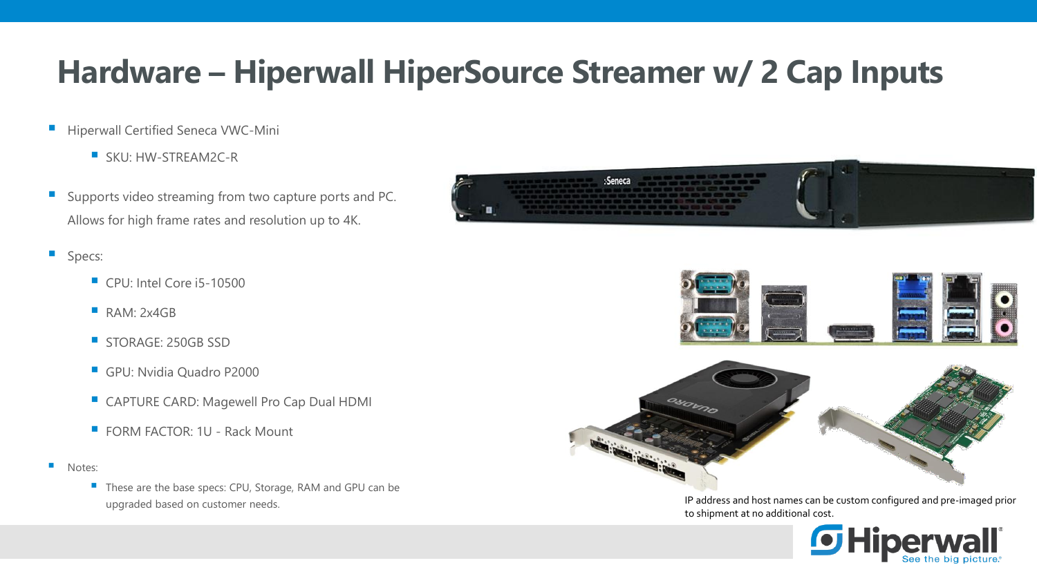# Hardware – Hiperwall HiperSource Streamer w/ 2 Cap Inputs

- Hiperwall Certified Seneca VWC-Mini
  - SKU: HW-STREAM2C-R
- Supports video streaming from two capture ports and PC. Allows for high frame rates and resolution up to 4K.
- Specs:
  - CPU: Intel Core i5-10500
  - RAM: 2x4GB
  - STORAGE: 250GB SSD
  - GPU: Nvidia Quadro P2000
  - CAPTURE CARD: Magewell Pro Cap Dual HDMI
  - FORM FACTOR: 1U - Rack Mount
- Notes:
  - These are the base specs: CPU, Storage, RAM and GPU can be upgraded based on customer needs.

IP address and host names can be custom configured and pre-imaged prior to shipment at no additional cost.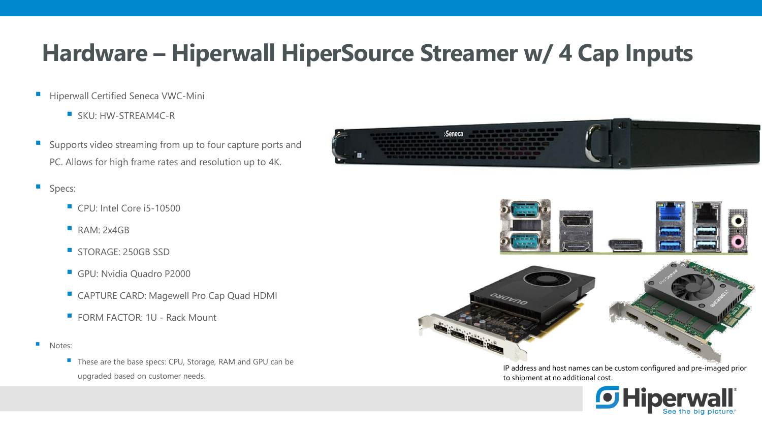# Hardware – Hiperwall HiperSource Streamer w/ 4 Cap Inputs

- Hiperwall Certified Seneca VWC-Mini
  - SKU: HW-STREAM4C-R
- Supports video streaming from up to four capture ports and PC. Allows for high frame rates and resolution up to 4K.
- Specs:
  - CPU: Intel Core i5-10500
  - RAM: 2x4GB
  - STORAGE: 250GB SSD
  - GPU: Nvidia Quadro P2000
  - CAPTURE CARD: Magewell Pro Cap Quad HDMI
  - FORM FACTOR: 1U - Rack Mount
- Notes:
  - These are the base specs: CPU, Storage, RAM and GPU can be upgraded based on customer needs.

IP address and host names can be custom configured and pre-imaged prior to shipment at no additional cost.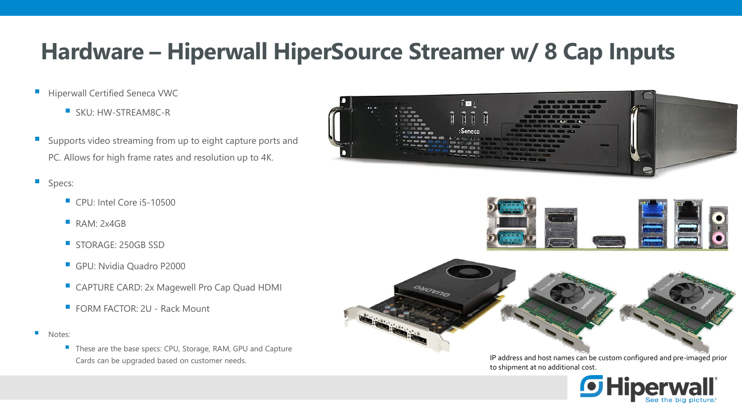# Hardware – Hiperwall HiperSource Streamer w/ 8 Cap Inputs

- Hiperwall Certified Seneca VWC
  - SKU: HW-STREAM8C-R
- Supports video streaming from up to eight capture ports and PC. Allows for high frame rates and resolution up to 4K.
- Specs:
  - CPU: Intel Core i5-10500
  - RAM: 2x4GB
  - STORAGE: 250GB SSD
  - GPU: Nvidia Quadro P2000
  - CAPTURE CARD: 2x Magewell Pro Cap Quad HDMI
  - FORM FACTOR: 2U - Rack Mount
- Notes:
  - These are the base specs: CPU, Storage, RAM, GPU and Capture Cards can be upgraded based on customer needs.

IP address and host names can be custom configured and pre-imaged prior to shipment at no additional cost.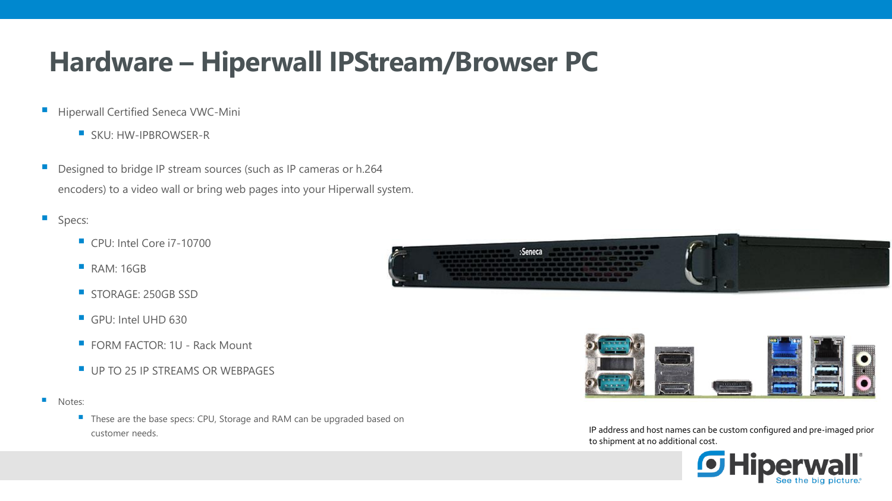# Hardware – Hiperwall IPStream/Browser PC

- Hiperwall Certified Seneca VWC-Mini
  - SKU: HW-IPBROWSER-R
- Designed to bridge IP stream sources (such as IP cameras or h.264 encoders) to a video wall or bring web pages into your Hiperwall system.
- Specs:
  - CPU: Intel Core i7-10700
  - RAM: 16GB
  - STORAGE: 250GB SSD
  - GPU: Intel UHD 630
  - FORM FACTOR: 1U - Rack Mount
  - UP TO 25 IP STREAMS OR WEBPAGES
- Notes:
  - These are the base specs: CPU, Storage and RAM can be upgraded based on customer needs.

IP address and host names can be custom configured and pre-imaged prior to shipment at no additional cost.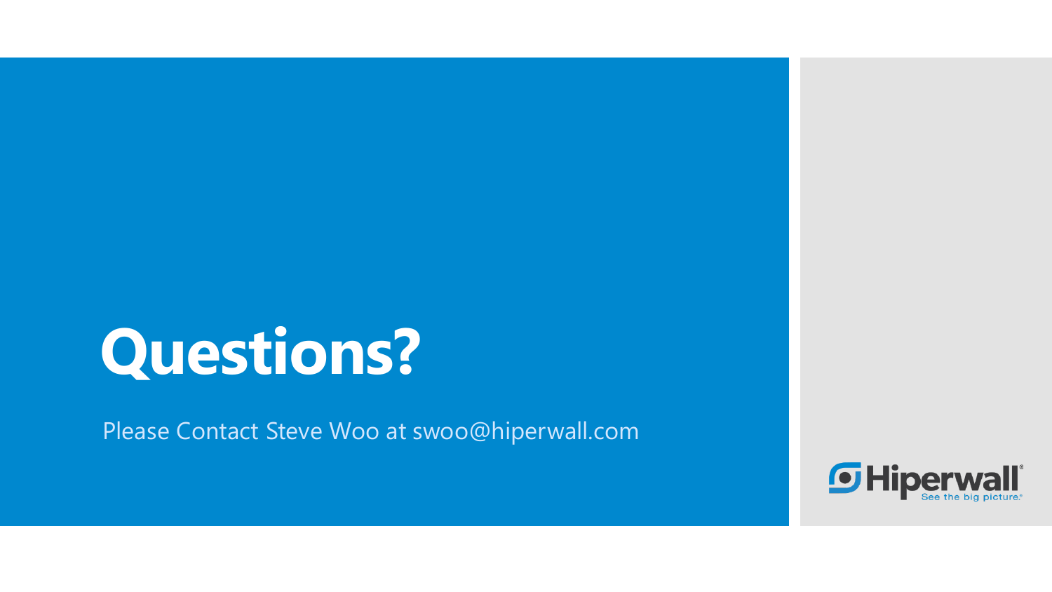# Questions?

Please Contact Steve Woo at swoo@hiperwall.com

Hiperwall®

See the big picture.®